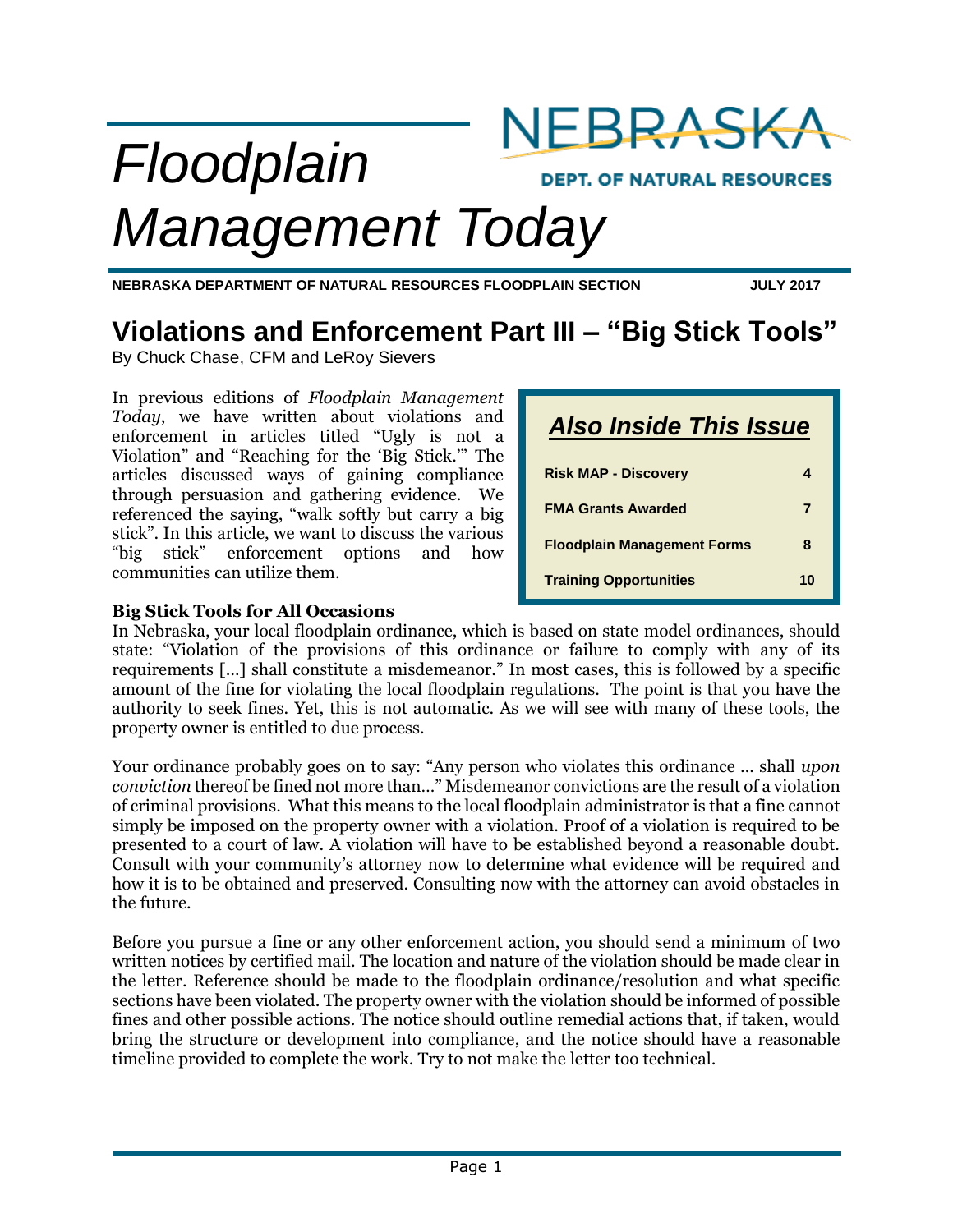# Floodplain Management Today

NEBRASKA DEPT. OF NATURAL RESOURCES

**NEBRASKA DEPARTMENT OF NATURAL RESOURCES FLOODPLAIN SECTION** **JULY 2017**

## Violations and Enforcement Part III – "Big Stick Tools"

By Chuck Chase, CFM and LeRoy Sievers

In previous editions of *Floodplain Management Today*, we have written about violations and enforcement in articles titled "Ugly is not a Violation" and "Reaching for the 'Big Stick.'" The articles discussed ways of gaining compliance through persuasion and gathering evidence. We referenced the saying, "walk softly but carry a big stick". In this article, we want to discuss the various "big stick" enforcement options and how communities can utilize them.

### *Also Inside This Issue*

| | |
|---|---|
| **Risk MAP - Discovery** | **4** |
| **FMA Grants Awarded** | **7** |
| **Floodplain Management Forms** | **8** |
| **Training Opportunities** | **10** |

**Big Stick Tools for All Occasions**

In Nebraska, your local floodplain ordinance, which is based on state model ordinances, should state: "Violation of the provisions of this ordinance or failure to comply with any of its requirements […] shall constitute a misdemeanor." In most cases, this is followed by a specific amount of the fine for violating the local floodplain regulations. The point is that you have the authority to seek fines. Yet, this is not automatic. As we will see with many of these tools, the property owner is entitled to due process.

Your ordinance probably goes on to say: "Any person who violates this ordinance … shall *upon conviction* thereof be fined not more than…" Misdemeanor convictions are the result of a violation of criminal provisions. What this means to the local floodplain administrator is that a fine cannot simply be imposed on the property owner with a violation. Proof of a violation is required to be presented to a court of law. A violation will have to be established beyond a reasonable doubt. Consult with your community's attorney now to determine what evidence will be required and how it is to be obtained and preserved. Consulting now with the attorney can avoid obstacles in the future.

Before you pursue a fine or any other enforcement action, you should send a minimum of two written notices by certified mail. The location and nature of the violation should be made clear in the letter. Reference should be made to the floodplain ordinance/resolution and what specific sections have been violated. The property owner with the violation should be informed of possible fines and other possible actions. The notice should outline remedial actions that, if taken, would bring the structure or development into compliance, and the notice should have a reasonable timeline provided to complete the work. Try to not make the letter too technical.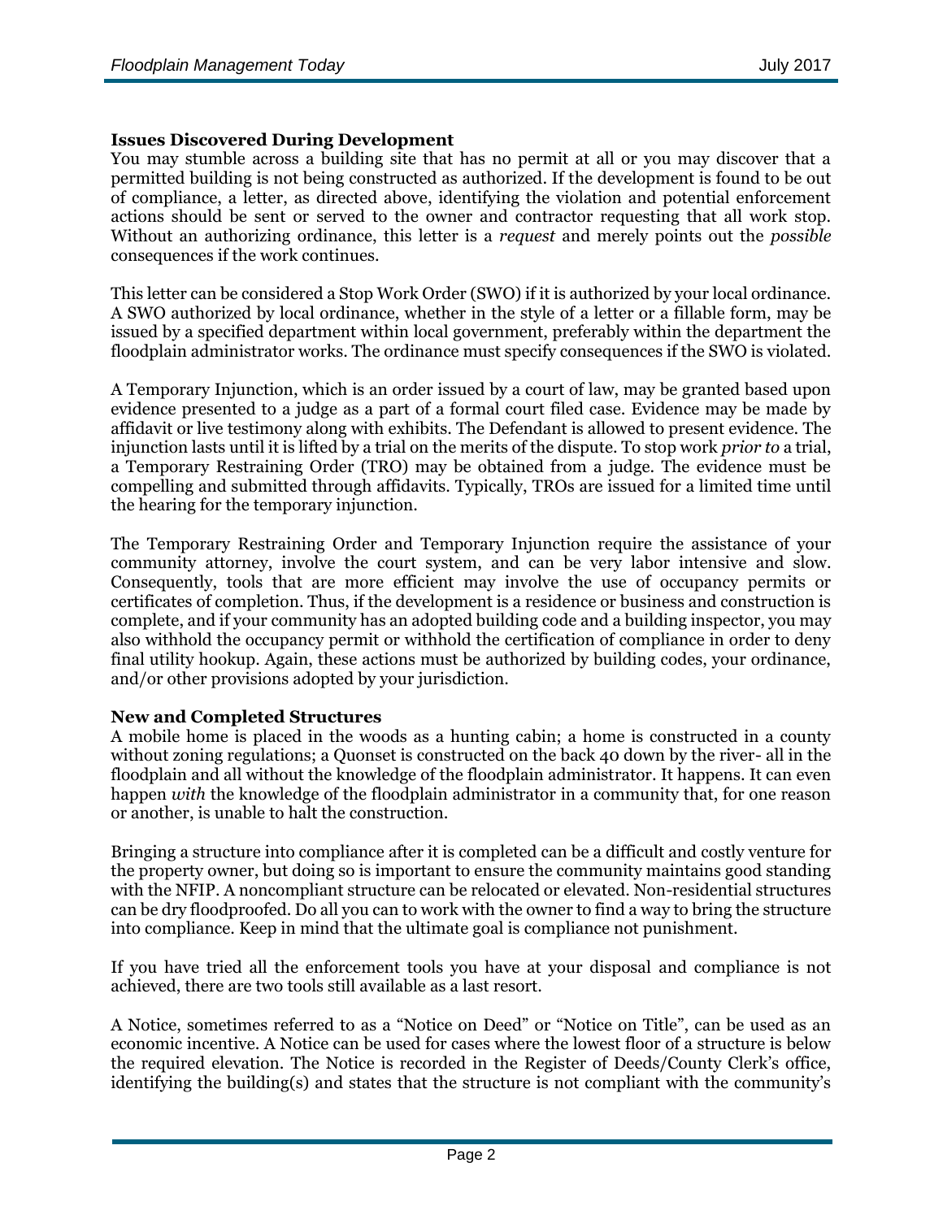**Issues Discovered During Development**

You may stumble across a building site that has no permit at all or you may discover that a permitted building is not being constructed as authorized. If the development is found to be out of compliance, a letter, as directed above, identifying the violation and potential enforcement actions should be sent or served to the owner and contractor requesting that all work stop. Without an authorizing ordinance, this letter is a *request* and merely points out the *possible* consequences if the work continues.

This letter can be considered a Stop Work Order (SWO) if it is authorized by your local ordinance. A SWO authorized by local ordinance, whether in the style of a letter or a fillable form, may be issued by a specified department within local government, preferably within the department the floodplain administrator works. The ordinance must specify consequences if the SWO is violated.

A Temporary Injunction, which is an order issued by a court of law, may be granted based upon evidence presented to a judge as a part of a formal court filed case. Evidence may be made by affidavit or live testimony along with exhibits. The Defendant is allowed to present evidence. The injunction lasts until it is lifted by a trial on the merits of the dispute. To stop work *prior to* a trial, a Temporary Restraining Order (TRO) may be obtained from a judge. The evidence must be compelling and submitted through affidavits. Typically, TROs are issued for a limited time until the hearing for the temporary injunction.

The Temporary Restraining Order and Temporary Injunction require the assistance of your community attorney, involve the court system, and can be very labor intensive and slow. Consequently, tools that are more efficient may involve the use of occupancy permits or certificates of completion. Thus, if the development is a residence or business and construction is complete, and if your community has an adopted building code and a building inspector, you may also withhold the occupancy permit or withhold the certification of compliance in order to deny final utility hookup. Again, these actions must be authorized by building codes, your ordinance, and/or other provisions adopted by your jurisdiction.

**New and Completed Structures**

A mobile home is placed in the woods as a hunting cabin; a home is constructed in a county without zoning regulations; a Quonset is constructed on the back 40 down by the river- all in the floodplain and all without the knowledge of the floodplain administrator. It happens. It can even happen *with* the knowledge of the floodplain administrator in a community that, for one reason or another, is unable to halt the construction.

Bringing a structure into compliance after it is completed can be a difficult and costly venture for the property owner, but doing so is important to ensure the community maintains good standing with the NFIP. A noncompliant structure can be relocated or elevated. Non-residential structures can be dry floodproofed. Do all you can to work with the owner to find a way to bring the structure into compliance. Keep in mind that the ultimate goal is compliance not punishment.

If you have tried all the enforcement tools you have at your disposal and compliance is not achieved, there are two tools still available as a last resort.

A Notice, sometimes referred to as a "Notice on Deed" or "Notice on Title", can be used as an economic incentive. A Notice can be used for cases where the lowest floor of a structure is below the required elevation. The Notice is recorded in the Register of Deeds/County Clerk's office, identifying the building(s) and states that the structure is not compliant with the community's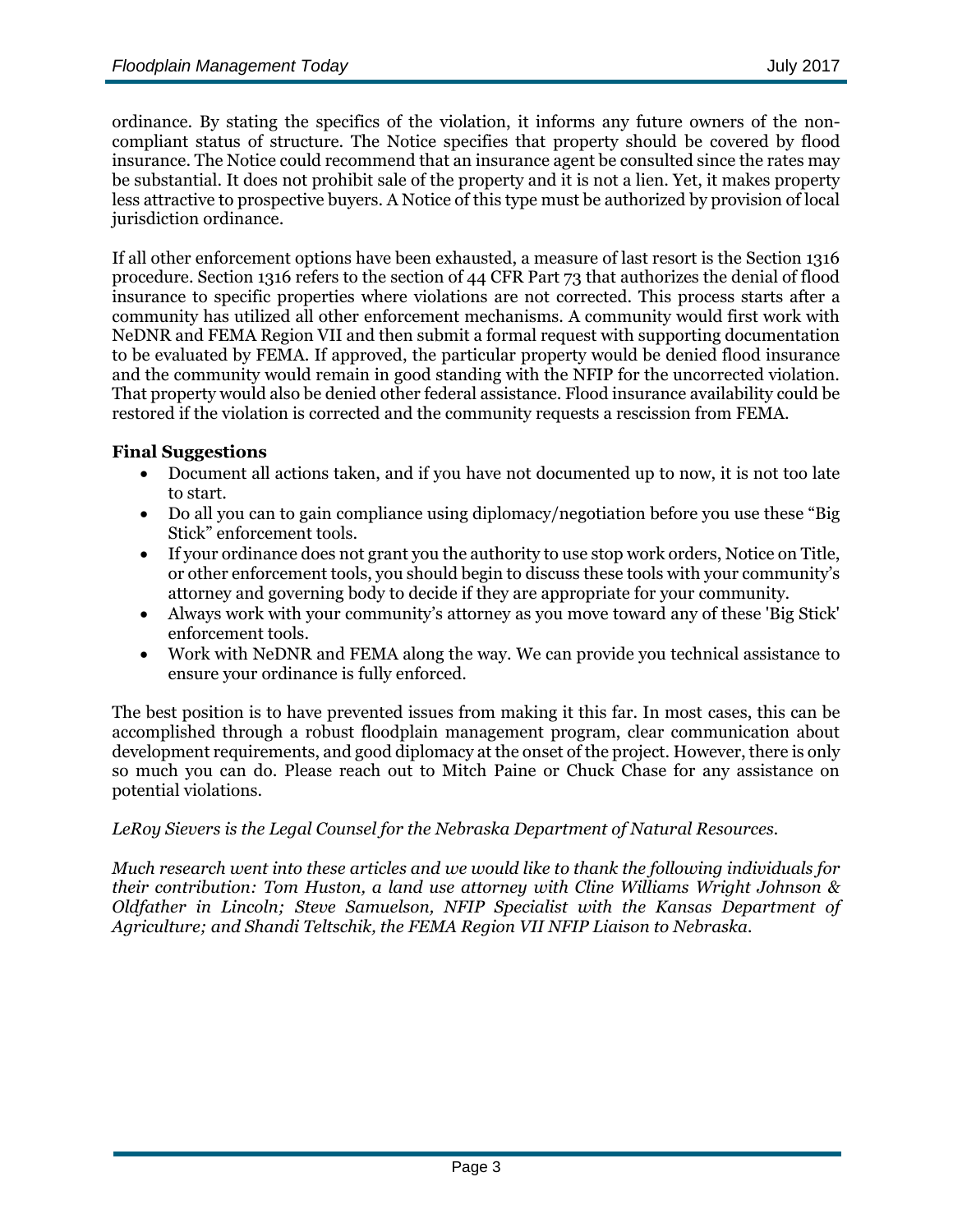ordinance. By stating the specifics of the violation, it informs any future owners of the non-compliant status of structure. The Notice specifies that property should be covered by flood insurance. The Notice could recommend that an insurance agent be consulted since the rates may be substantial. It does not prohibit sale of the property and it is not a lien. Yet, it makes property less attractive to prospective buyers. A Notice of this type must be authorized by provision of local jurisdiction ordinance.

If all other enforcement options have been exhausted, a measure of last resort is the Section 1316 procedure. Section 1316 refers to the section of 44 CFR Part 73 that authorizes the denial of flood insurance to specific properties where violations are not corrected. This process starts after a community has utilized all other enforcement mechanisms. A community would first work with NeDNR and FEMA Region VII and then submit a formal request with supporting documentation to be evaluated by FEMA. If approved, the particular property would be denied flood insurance and the community would remain in good standing with the NFIP for the uncorrected violation. That property would also be denied other federal assistance. Flood insurance availability could be restored if the violation is corrected and the community requests a rescission from FEMA.

**Final Suggestions**

- Document all actions taken, and if you have not documented up to now, it is not too late to start.
- Do all you can to gain compliance using diplomacy/negotiation before you use these "Big Stick" enforcement tools.
- If your ordinance does not grant you the authority to use stop work orders, Notice on Title, or other enforcement tools, you should begin to discuss these tools with your community's attorney and governing body to decide if they are appropriate for your community.
- Always work with your community's attorney as you move toward any of these 'Big Stick' enforcement tools.
- Work with NeDNR and FEMA along the way. We can provide you technical assistance to ensure your ordinance is fully enforced.

The best position is to have prevented issues from making it this far. In most cases, this can be accomplished through a robust floodplain management program, clear communication about development requirements, and good diplomacy at the onset of the project. However, there is only so much you can do. Please reach out to Mitch Paine or Chuck Chase for any assistance on potential violations.

*LeRoy Sievers is the Legal Counsel for the Nebraska Department of Natural Resources.*

*Much research went into these articles and we would like to thank the following individuals for their contribution: Tom Huston, a land use attorney with Cline Williams Wright Johnson & Oldfather in Lincoln; Steve Samuelson, NFIP Specialist with the Kansas Department of Agriculture; and Shandi Teltschik, the FEMA Region VII NFIP Liaison to Nebraska.*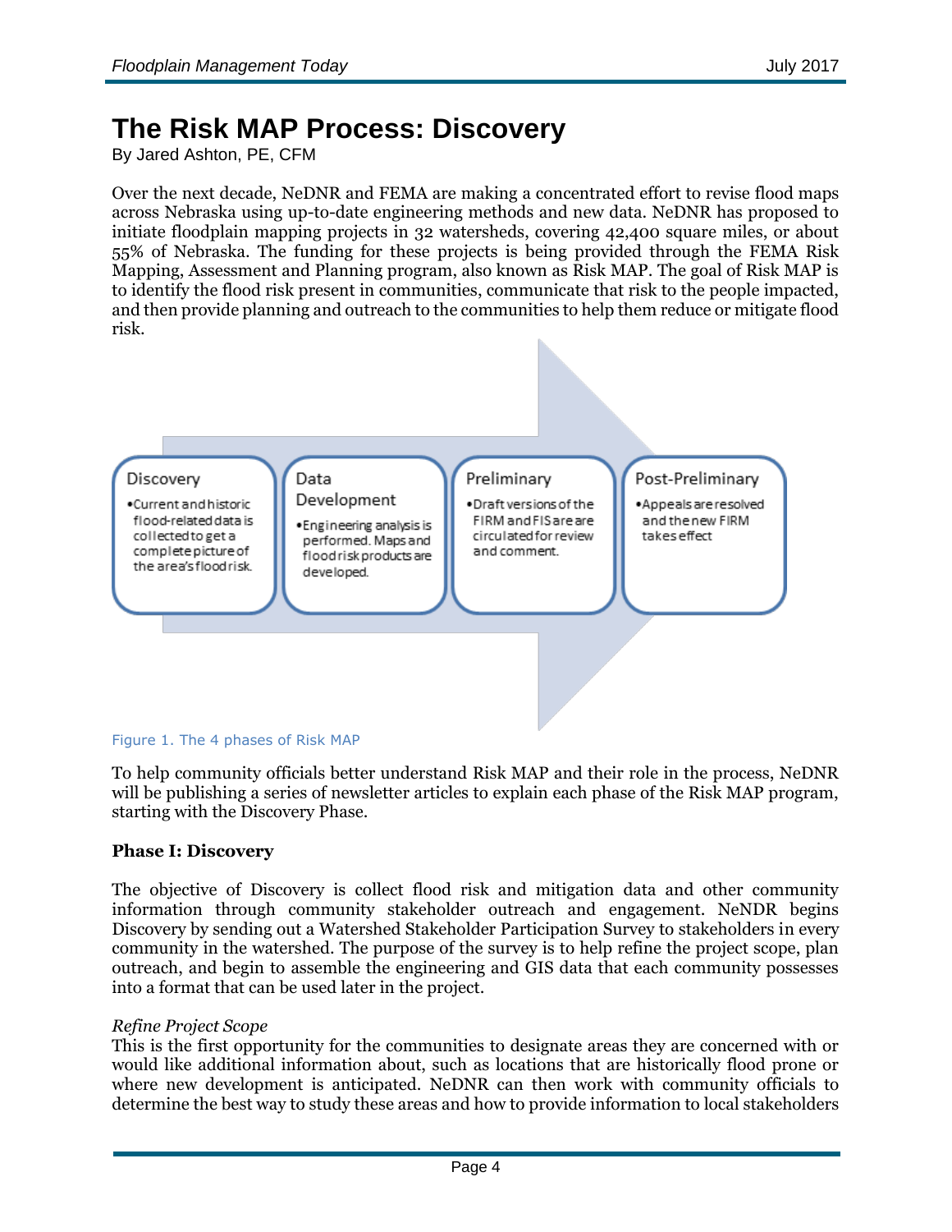# The Risk MAP Process: Discovery

By Jared Ashton, PE, CFM

Over the next decade, NeDNR and FEMA are making a concentrated effort to revise flood maps across Nebraska using up-to-date engineering methods and new data. NeDNR has proposed to initiate floodplain mapping projects in 32 watersheds, covering 42,400 square miles, or about 55% of Nebraska. The funding for these projects is being provided through the FEMA Risk Mapping, Assessment and Planning program, also known as Risk MAP. The goal of Risk MAP is to identify the flood risk present in communities, communicate that risk to the people impacted, and then provide planning and outreach to the communities to help them reduce or mitigate flood risk.

**Discovery**
- Current and historic flood-related data is collected to get a complete picture of the area's flood risk.

**Data Development**
- Engineering analysis is performed. Maps and flood risk products are developed.

**Preliminary**
- Draft versions of the FIRM and FIS are are circulated for review and comment.

**Post-Preliminary**
- Appeals are resolved and the new FIRM takes effect

Figure 1. The 4 phases of Risk MAP

To help community officials better understand Risk MAP and their role in the process, NeDNR will be publishing a series of newsletter articles to explain each phase of the Risk MAP program, starting with the Discovery Phase.

**Phase I: Discovery**

The objective of Discovery is collect flood risk and mitigation data and other community information through community stakeholder outreach and engagement. NeNDR begins Discovery by sending out a Watershed Stakeholder Participation Survey to stakeholders in every community in the watershed. The purpose of the survey is to help refine the project scope, plan outreach, and begin to assemble the engineering and GIS data that each community possesses into a format that can be used later in the project.

*Refine Project Scope*

This is the first opportunity for the communities to designate areas they are concerned with or would like additional information about, such as locations that are historically flood prone or where new development is anticipated. NeDNR can then work with community officials to determine the best way to study these areas and how to provide information to local stakeholders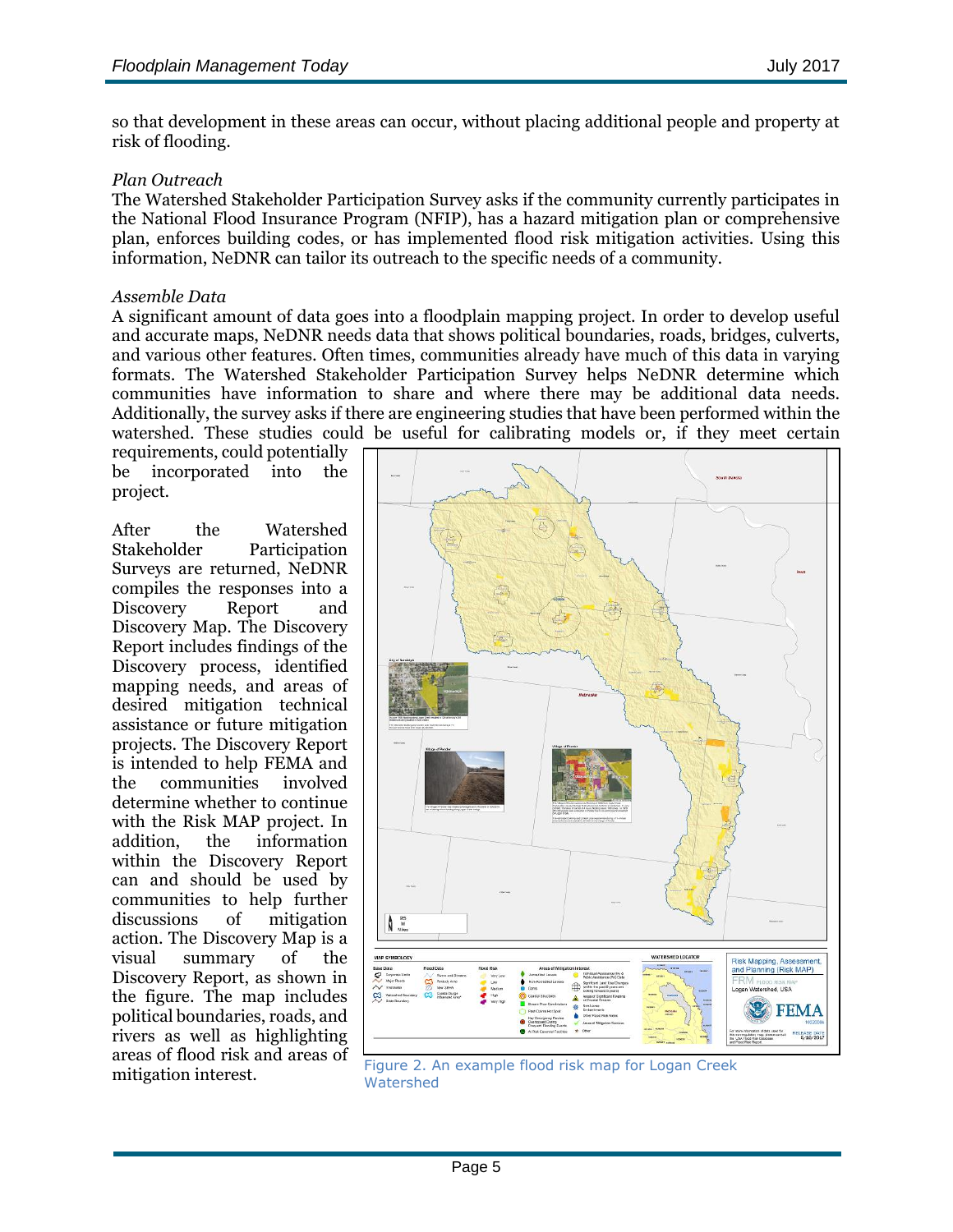so that development in these areas can occur, without placing additional people and property at risk of flooding.

*Plan Outreach*
The Watershed Stakeholder Participation Survey asks if the community currently participates in the National Flood Insurance Program (NFIP), has a hazard mitigation plan or comprehensive plan, enforces building codes, or has implemented flood risk mitigation activities. Using this information, NeDNR can tailor its outreach to the specific needs of a community.

*Assemble Data*
A significant amount of data goes into a floodplain mapping project. In order to develop useful and accurate maps, NeDNR needs data that shows political boundaries, roads, bridges, culverts, and various other features. Often times, communities already have much of this data in varying formats. The Watershed Stakeholder Participation Survey helps NeDNR determine which communities have information to share and where there may be additional data needs. Additionally, the survey asks if there are engineering studies that have been performed within the watershed. These studies could be useful for calibrating models or, if they meet certain requirements, could potentially be incorporated into the project.

After the Watershed Stakeholder Participation Surveys are returned, NeDNR compiles the responses into a Discovery Report and Discovery Map. The Discovery Report includes findings of the Discovery process, identified mapping needs, and areas of desired mitigation technical assistance or future mitigation projects. The Discovery Report is intended to help FEMA and the communities involved determine whether to continue with the Risk MAP project. In addition, the information within the Discovery Report can and should be used by communities to help further discussions of mitigation action. The Discovery Map is a visual summary of the Discovery Report, as shown in the figure. The map includes political boundaries, roads, and rivers as well as highlighting areas of flood risk and areas of mitigation interest.

Figure 2. An example flood risk map for Logan Creek Watershed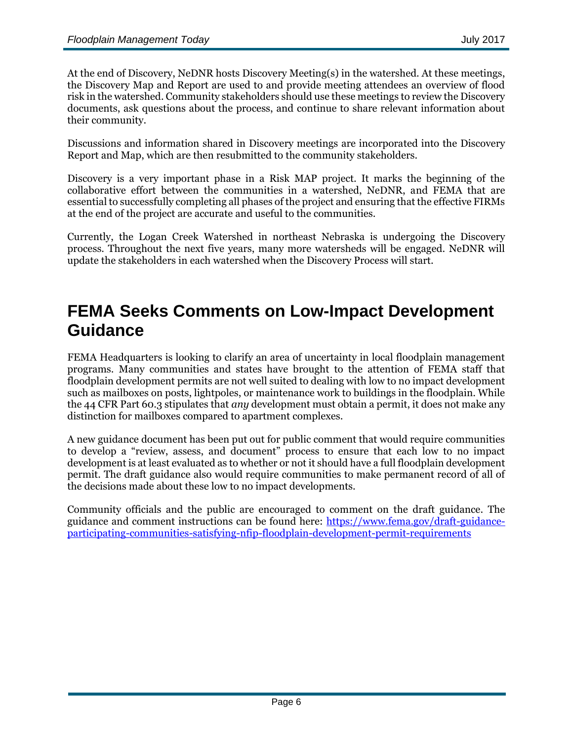At the end of Discovery, NeDNR hosts Discovery Meeting(s) in the watershed. At these meetings, the Discovery Map and Report are used to and provide meeting attendees an overview of flood risk in the watershed. Community stakeholders should use these meetings to review the Discovery documents, ask questions about the process, and continue to share relevant information about their community.

Discussions and information shared in Discovery meetings are incorporated into the Discovery Report and Map, which are then resubmitted to the community stakeholders.

Discovery is a very important phase in a Risk MAP project. It marks the beginning of the collaborative effort between the communities in a watershed, NeDNR, and FEMA that are essential to successfully completing all phases of the project and ensuring that the effective FIRMs at the end of the project are accurate and useful to the communities.

Currently, the Logan Creek Watershed in northeast Nebraska is undergoing the Discovery process. Throughout the next five years, many more watersheds will be engaged. NeDNR will update the stakeholders in each watershed when the Discovery Process will start.

## FEMA Seeks Comments on Low-Impact Development Guidance

FEMA Headquarters is looking to clarify an area of uncertainty in local floodplain management programs. Many communities and states have brought to the attention of FEMA staff that floodplain development permits are not well suited to dealing with low to no impact development such as mailboxes on posts, lightpoles, or maintenance work to buildings in the floodplain. While the 44 CFR Part 60.3 stipulates that *any* development must obtain a permit, it does not make any distinction for mailboxes compared to apartment complexes.

A new guidance document has been put out for public comment that would require communities to develop a "review, assess, and document" process to ensure that each low to no impact development is at least evaluated as to whether or not it should have a full floodplain development permit. The draft guidance also would require communities to make permanent record of all of the decisions made about these low to no impact developments.

Community officials and the public are encouraged to comment on the draft guidance. The guidance and comment instructions can be found here: [https://www.fema.gov/draft-guidance-participating-communities-satisfying-nfip-floodplain-development-permit-requirements](https://www.fema.gov/draft-guidance-participating-communities-satisfying-nfip-floodplain-development-permit-requirements)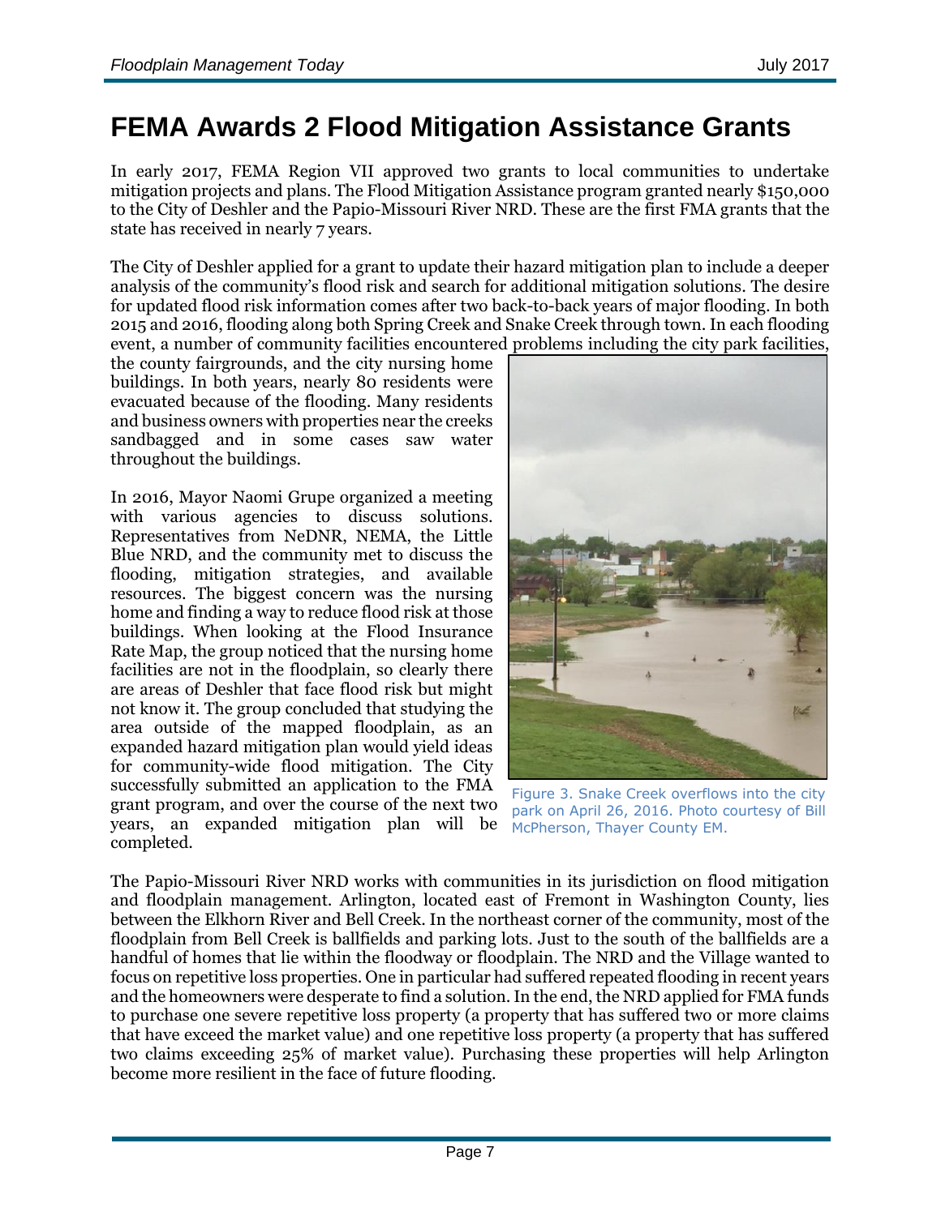# FEMA Awards 2 Flood Mitigation Assistance Grants

In early 2017, FEMA Region VII approved two grants to local communities to undertake mitigation projects and plans. The Flood Mitigation Assistance program granted nearly $150,000 to the City of Deshler and the Papio-Missouri River NRD. These are the first FMA grants that the state has received in nearly 7 years.

The City of Deshler applied for a grant to update their hazard mitigation plan to include a deeper analysis of the community's flood risk and search for additional mitigation solutions. The desire for updated flood risk information comes after two back-to-back years of major flooding. In both 2015 and 2016, flooding along both Spring Creek and Snake Creek through town. In each flooding event, a number of community facilities encountered problems including the city park facilities, the county fairgrounds, and the city nursing home buildings. In both years, nearly 80 residents were evacuated because of the flooding. Many residents and business owners with properties near the creeks sandbagged and in some cases saw water throughout the buildings.

In 2016, Mayor Naomi Grupe organized a meeting with various agencies to discuss solutions. Representatives from NeDNR, NEMA, the Little Blue NRD, and the community met to discuss the flooding, mitigation strategies, and available resources. The biggest concern was the nursing home and finding a way to reduce flood risk at those buildings. When looking at the Flood Insurance Rate Map, the group noticed that the nursing home facilities are not in the floodplain, so clearly there are areas of Deshler that face flood risk but might not know it. The group concluded that studying the area outside of the mapped floodplain, as an expanded hazard mitigation plan would yield ideas for community-wide flood mitigation. The City successfully submitted an application to the FMA grant program, and over the course of the next two years, an expanded mitigation plan will be completed.

Figure 3. Snake Creek overflows into the city park on April 26, 2016. Photo courtesy of Bill McPherson, Thayer County EM.

The Papio-Missouri River NRD works with communities in its jurisdiction on flood mitigation and floodplain management. Arlington, located east of Fremont in Washington County, lies between the Elkhorn River and Bell Creek. In the northeast corner of the community, most of the floodplain from Bell Creek is ballfields and parking lots. Just to the south of the ballfields are a handful of homes that lie within the floodway or floodplain. The NRD and the Village wanted to focus on repetitive loss properties. One in particular had suffered repeated flooding in recent years and the homeowners were desperate to find a solution. In the end, the NRD applied for FMA funds to purchase one severe repetitive loss property (a property that has suffered two or more claims that have exceed the market value) and one repetitive loss property (a property that has suffered two claims exceeding 25% of market value). Purchasing these properties will help Arlington become more resilient in the face of future flooding.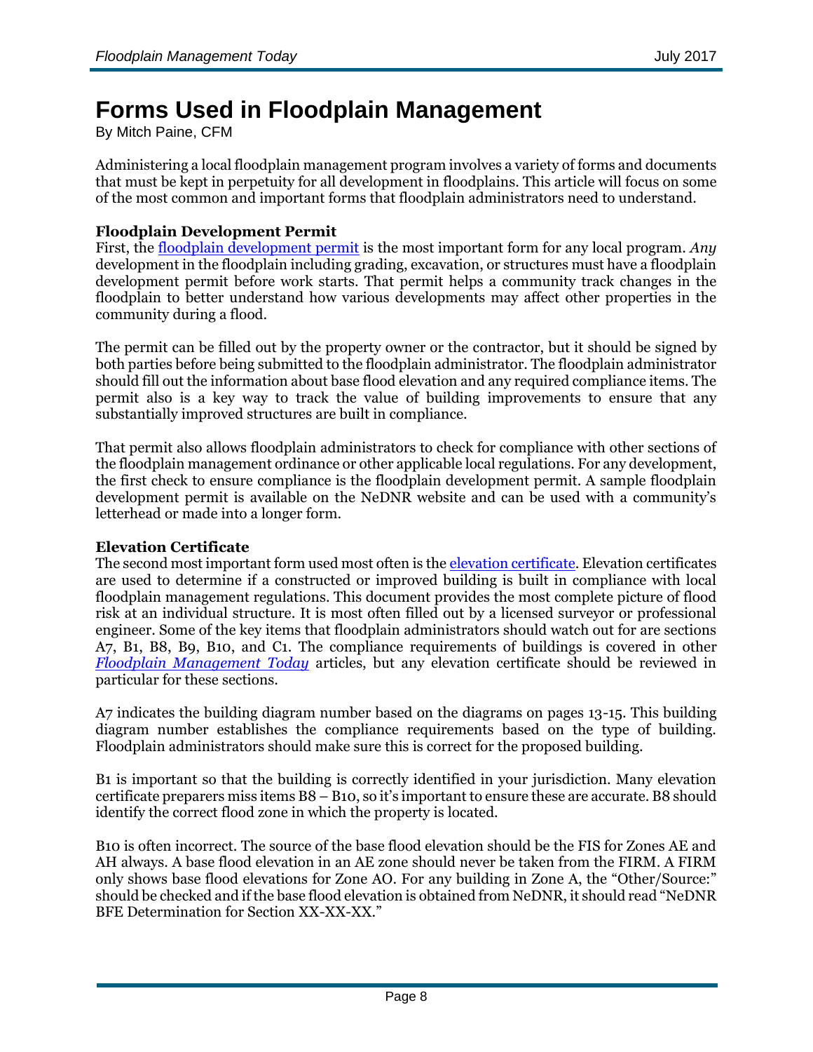# Forms Used in Floodplain Management

By Mitch Paine, CFM

Administering a local floodplain management program involves a variety of forms and documents that must be kept in perpetuity for all development in floodplains. This article will focus on some of the most common and important forms that floodplain administrators need to understand.

**Floodplain Development Permit**

First, the floodplain development permit is the most important form for any local program. *Any* development in the floodplain including grading, excavation, or structures must have a floodplain development permit before work starts. That permit helps a community track changes in the floodplain to better understand how various developments may affect other properties in the community during a flood.

The permit can be filled out by the property owner or the contractor, but it should be signed by both parties before being submitted to the floodplain administrator. The floodplain administrator should fill out the information about base flood elevation and any required compliance items. The permit also is a key way to track the value of building improvements to ensure that any substantially improved structures are built in compliance.

That permit also allows floodplain administrators to check for compliance with other sections of the floodplain management ordinance or other applicable local regulations. For any development, the first check to ensure compliance is the floodplain development permit. A sample floodplain development permit is available on the NeDNR website and can be used with a community's letterhead or made into a longer form.

**Elevation Certificate**

The second most important form used most often is the elevation certificate. Elevation certificates are used to determine if a constructed or improved building is built in compliance with local floodplain management regulations. This document provides the most complete picture of flood risk at an individual structure. It is most often filled out by a licensed surveyor or professional engineer. Some of the key items that floodplain administrators should watch out for are sections A7, B1, B8, B9, B10, and C1. The compliance requirements of buildings is covered in other *Floodplain Management Today* articles, but any elevation certificate should be reviewed in particular for these sections.

A7 indicates the building diagram number based on the diagrams on pages 13-15. This building diagram number establishes the compliance requirements based on the type of building. Floodplain administrators should make sure this is correct for the proposed building.

B1 is important so that the building is correctly identified in your jurisdiction. Many elevation certificate preparers miss items B8 – B10, so it's important to ensure these are accurate. B8 should identify the correct flood zone in which the property is located.

B10 is often incorrect. The source of the base flood elevation should be the FIS for Zones AE and AH always. A base flood elevation in an AE zone should never be taken from the FIRM. A FIRM only shows base flood elevations for Zone AO. For any building in Zone A, the "Other/Source:" should be checked and if the base flood elevation is obtained from NeDNR, it should read "NeDNR BFE Determination for Section XX-XX-XX."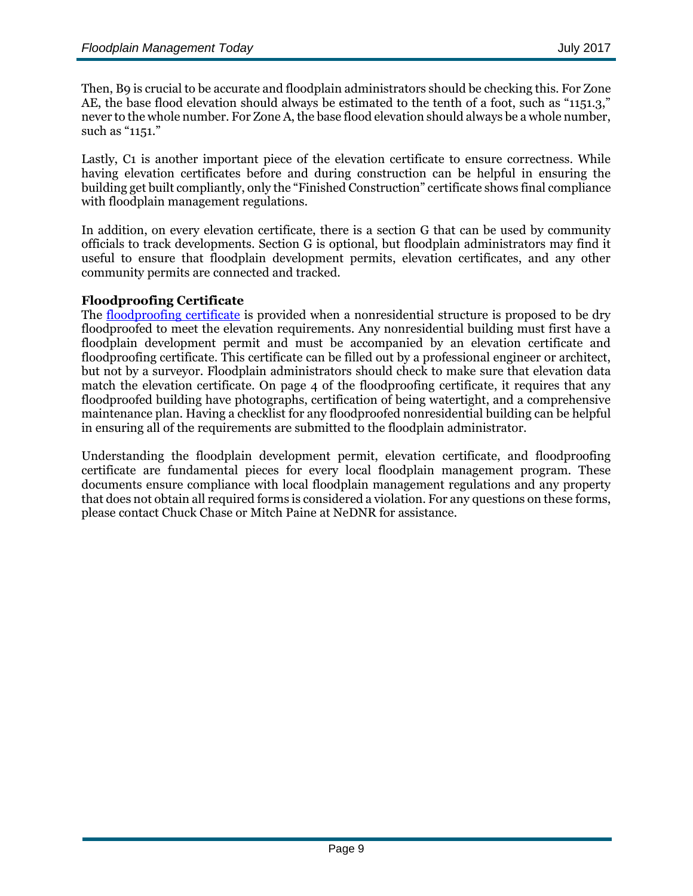Then, B9 is crucial to be accurate and floodplain administrators should be checking this. For Zone AE, the base flood elevation should always be estimated to the tenth of a foot, such as "1151.3," never to the whole number. For Zone A, the base flood elevation should always be a whole number, such as "1151."

Lastly, C1 is another important piece of the elevation certificate to ensure correctness. While having elevation certificates before and during construction can be helpful in ensuring the building get built compliantly, only the "Finished Construction" certificate shows final compliance with floodplain management regulations.

In addition, on every elevation certificate, there is a section G that can be used by community officials to track developments. Section G is optional, but floodplain administrators may find it useful to ensure that floodplain development permits, elevation certificates, and any other community permits are connected and tracked.

**Floodproofing Certificate**

The floodproofing certificate is provided when a nonresidential structure is proposed to be dry floodproofed to meet the elevation requirements. Any nonresidential building must first have a floodplain development permit and must be accompanied by an elevation certificate and floodproofing certificate. This certificate can be filled out by a professional engineer or architect, but not by a surveyor. Floodplain administrators should check to make sure that elevation data match the elevation certificate. On page 4 of the floodproofing certificate, it requires that any floodproofed building have photographs, certification of being watertight, and a comprehensive maintenance plan. Having a checklist for any floodproofed nonresidential building can be helpful in ensuring all of the requirements are submitted to the floodplain administrator.

Understanding the floodplain development permit, elevation certificate, and floodproofing certificate are fundamental pieces for every local floodplain management program. These documents ensure compliance with local floodplain management regulations and any property that does not obtain all required forms is considered a violation. For any questions on these forms, please contact Chuck Chase or Mitch Paine at NeDNR for assistance.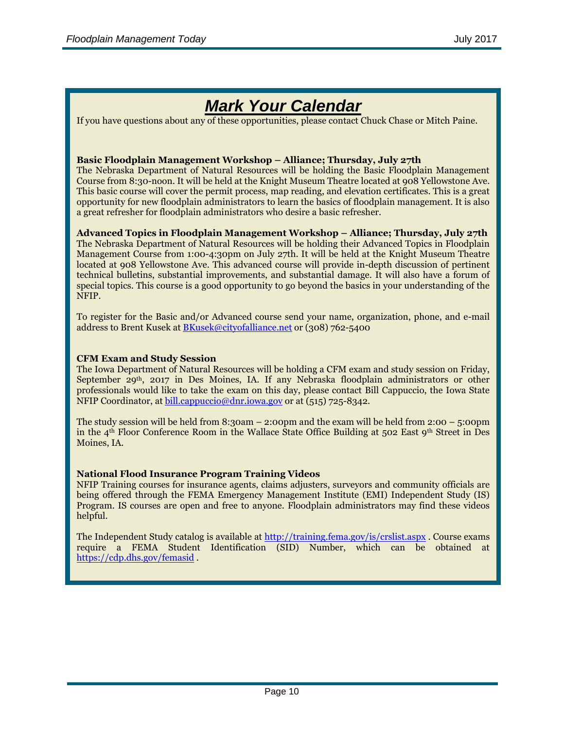# ***Mark Your Calendar***

If you have questions about any of these opportunities, please contact Chuck Chase or Mitch Paine.

**Basic Floodplain Management Workshop – Alliance; Thursday, July 27th**

The Nebraska Department of Natural Resources will be holding the Basic Floodplain Management Course from 8:30-noon. It will be held at the Knight Museum Theatre located at 908 Yellowstone Ave. This basic course will cover the permit process, map reading, and elevation certificates. This is a great opportunity for new floodplain administrators to learn the basics of floodplain management. It is also a great refresher for floodplain administrators who desire a basic refresher.

**Advanced Topics in Floodplain Management Workshop – Alliance; Thursday, July 27th**

The Nebraska Department of Natural Resources will be holding their Advanced Topics in Floodplain Management Course from 1:00-4:30pm on July 27th. It will be held at the Knight Museum Theatre located at 908 Yellowstone Ave. This advanced course will provide in-depth discussion of pertinent technical bulletins, substantial improvements, and substantial damage. It will also have a forum of special topics. This course is a good opportunity to go beyond the basics in your understanding of the NFIP.

To register for the Basic and/or Advanced course send your name, organization, phone, and e-mail address to Brent Kusek at BKusek@cityofalliance.net or (308) 762-5400

**CFM Exam and Study Session**

The Iowa Department of Natural Resources will be holding a CFM exam and study session on Friday, September 29th, 2017 in Des Moines, IA. If any Nebraska floodplain administrators or other professionals would like to take the exam on this day, please contact Bill Cappuccio, the Iowa State NFIP Coordinator, at bill.cappuccio@dnr.iowa.gov or at (515) 725-8342.

The study session will be held from 8:30am – 2:00pm and the exam will be held from 2:00 – 5:00pm in the 4th Floor Conference Room in the Wallace State Office Building at 502 East 9th Street in Des Moines, IA.

**National Flood Insurance Program Training Videos**

NFIP Training courses for insurance agents, claims adjusters, surveyors and community officials are being offered through the FEMA Emergency Management Institute (EMI) Independent Study (IS) Program. IS courses are open and free to anyone. Floodplain administrators may find these videos helpful.

The Independent Study catalog is available at http://training.fema.gov/is/crslist.aspx . Course exams require a FEMA Student Identification (SID) Number, which can be obtained at https://cdp.dhs.gov/femasid .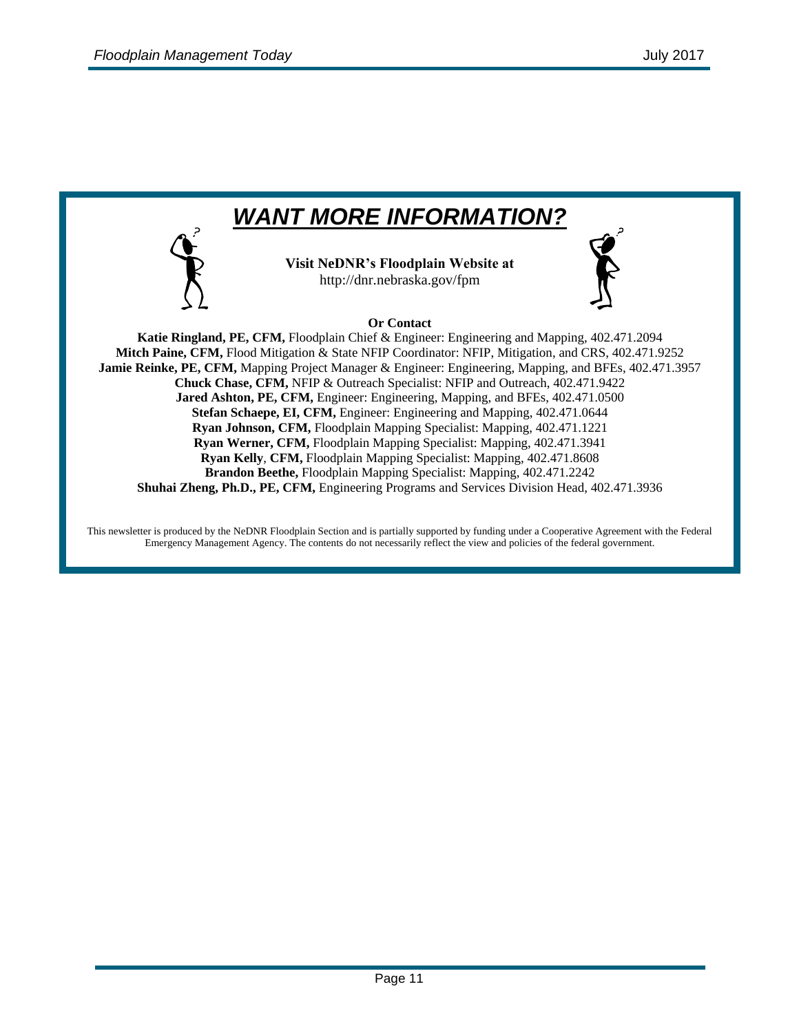# *WANT MORE INFORMATION?*

**Visit NeDNR's Floodplain Website at**
http://dnr.nebraska.gov/fpm

**Or Contact**

**Katie Ringland, PE, CFM,** Floodplain Chief & Engineer: Engineering and Mapping, 402.471.2094
**Mitch Paine, CFM,** Flood Mitigation & State NFIP Coordinator: NFIP, Mitigation, and CRS, 402.471.9252
**Jamie Reinke, PE, CFM,** Mapping Project Manager & Engineer: Engineering, Mapping, and BFEs, 402.471.3957
**Chuck Chase, CFM,** NFIP & Outreach Specialist: NFIP and Outreach, 402.471.9422
**Jared Ashton, PE, CFM,** Engineer: Engineering, Mapping, and BFEs, 402.471.0500
**Stefan Schaepe, EI, CFM,** Engineer: Engineering and Mapping, 402.471.0644
**Ryan Johnson, CFM,** Floodplain Mapping Specialist: Mapping, 402.471.1221
**Ryan Werner, CFM,** Floodplain Mapping Specialist: Mapping, 402.471.3941
**Ryan Kelly**, **CFM,** Floodplain Mapping Specialist: Mapping, 402.471.8608
**Brandon Beethe,** Floodplain Mapping Specialist: Mapping, 402.471.2242
**Shuhai Zheng, Ph.D., PE, CFM,** Engineering Programs and Services Division Head, 402.471.3936

This newsletter is produced by the NeDNR Floodplain Section and is partially supported by funding under a Cooperative Agreement with the Federal Emergency Management Agency. The contents do not necessarily reflect the view and policies of the federal government.